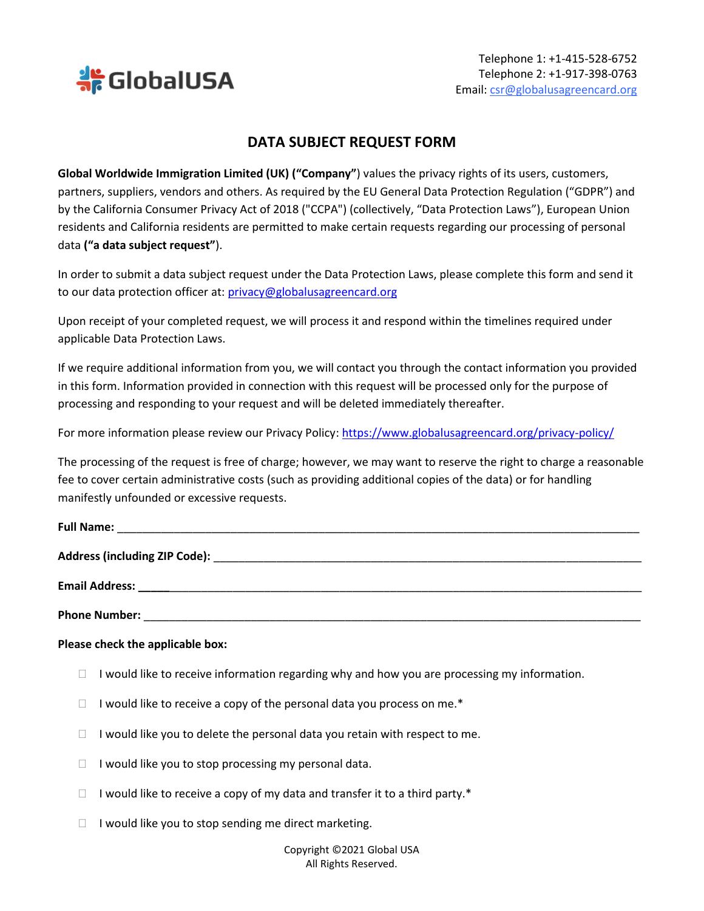GlobalUSA

Telephone 1: +1-415-528-6752
Telephone 2: +1-917-398-0763
Email: csr@globalusagreencard.org

# DATA SUBJECT REQUEST FORM

**Global Worldwide Immigration Limited (UK) ("Company"**) values the privacy rights of its users, customers, partners, suppliers, vendors and others. As required by the EU General Data Protection Regulation ("GDPR") and by the California Consumer Privacy Act of 2018 ("CCPA") (collectively, "Data Protection Laws"), European Union residents and California residents are permitted to make certain requests regarding our processing of personal data **("a data subject request"**).

In order to submit a data subject request under the Data Protection Laws, please complete this form and send it to our data protection officer at: privacy@globalusagreencard.org

Upon receipt of your completed request, we will process it and respond within the timelines required under applicable Data Protection Laws.

If we require additional information from you, we will contact you through the contact information you provided in this form. Information provided in connection with this request will be processed only for the purpose of processing and responding to your request and will be deleted immediately thereafter.

For more information please review our Privacy Policy: https://www.globalusagreencard.org/privacy-policy/

The processing of the request is free of charge; however, we may want to reserve the right to charge a reasonable fee to cover certain administrative costs (such as providing additional copies of the data) or for handling manifestly unfounded or excessive requests.

**Full Name:** ______________________________________________________________________________

**Address (including ZIP Code):** ______________________________________________________________

**Email Address:** ___________________________________________________________________________

**Phone Number:** __________________________________________________________________________

**Please check the applicable box:**

- ☐ I would like to receive information regarding why and how you are processing my information.
- ☐ I would like to receive a copy of the personal data you process on me.*
- ☐ I would like you to delete the personal data you retain with respect to me.
- ☐ I would like you to stop processing my personal data.
- ☐ I would like to receive a copy of my data and transfer it to a third party.*
- ☐ I would like you to stop sending me direct marketing.

Copyright ©2021 Global USA
All Rights Reserved.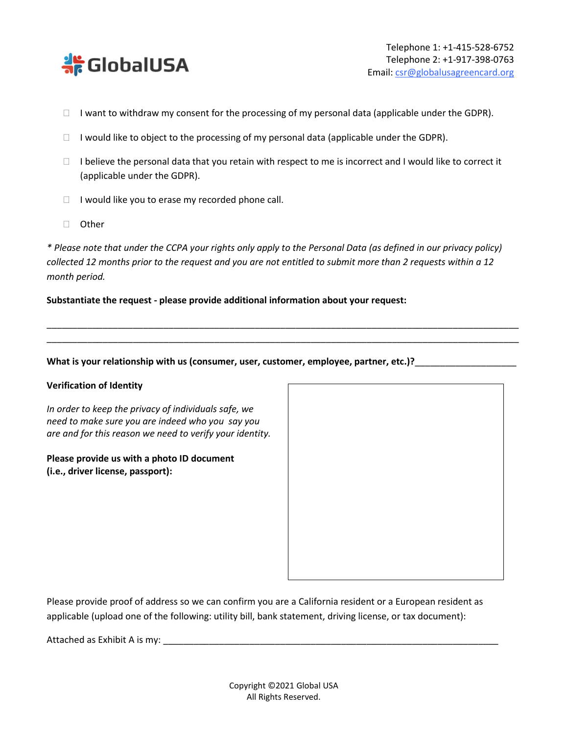GlobalUSA

Telephone 1: +1-415-528-6752
Telephone 2: +1-917-398-0763
Email: csr@globalusagreencard.org

- ☐ I want to withdraw my consent for the processing of my personal data (applicable under the GDPR).
- ☐ I would like to object to the processing of my personal data (applicable under the GDPR).
- ☐ I believe the personal data that you retain with respect to me is incorrect and I would like to correct it (applicable under the GDPR).
- ☐ I would like you to erase my recorded phone call.
- ☐ Other

*\* Please note that under the CCPA your rights only apply to the Personal Data (as defined in our privacy policy) collected 12 months prior to the request and you are not entitled to submit more than 2 requests within a 12 month period.*

**Substantiate the request - please provide additional information about your request:**

_______________________________________________________________________________________

_______________________________________________________________________________________

**What is your relationship with us (consumer, user, customer, employee, partner, etc.)?**____________________

**Verification of Identity**

*In order to keep the privacy of individuals safe, we need to make sure you are indeed who you say you are and for this reason we need to verify your identity.*

**Please provide us with a photo ID document (i.e., driver license, passport):**

Please provide proof of address so we can confirm you are a California resident or a European resident as applicable (upload one of the following: utility bill, bank statement, driving license, or tax document):

Attached as Exhibit A is my: ______________________________________________________________

Copyright ©2021 Global USA
All Rights Reserved.